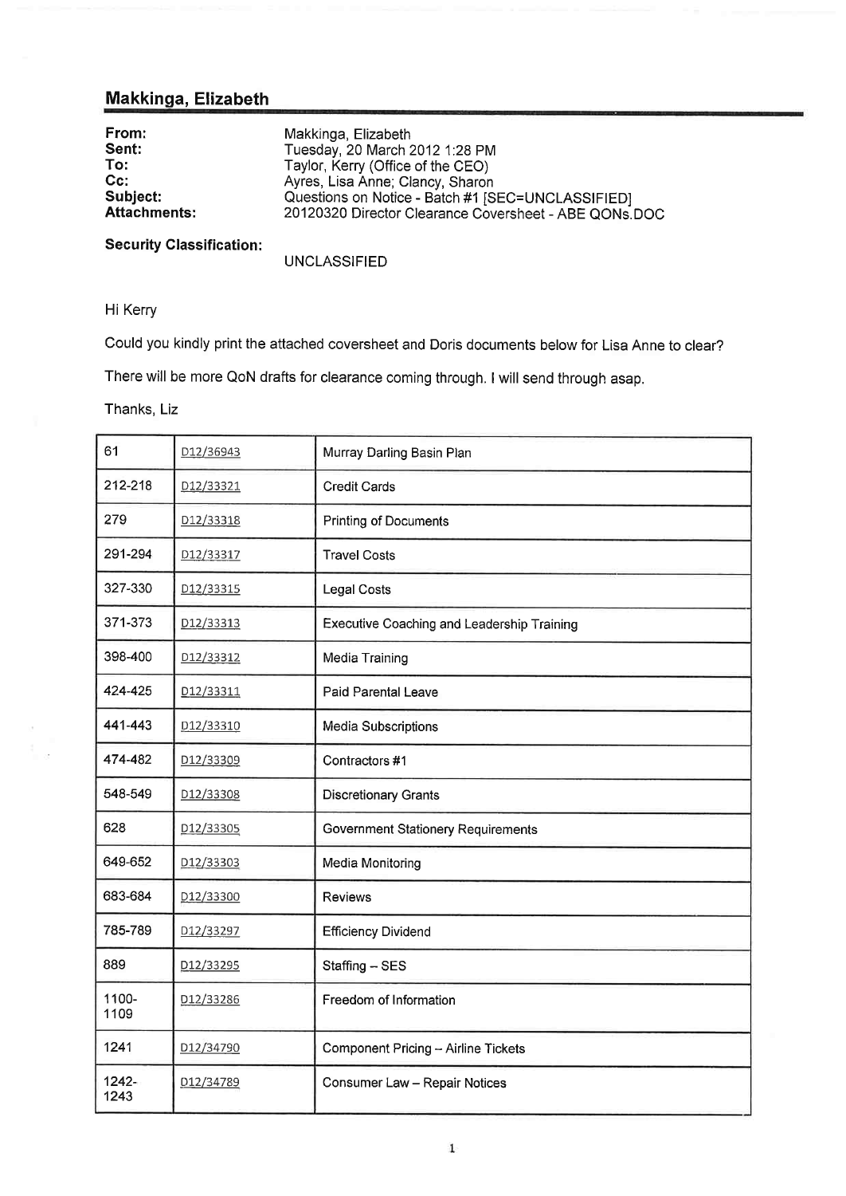## Makkinga, Elizabeth

| | |
|---|---|
| **From:** | Makkinga, Elizabeth |
| **Sent:** | Tuesday, 20 March 2012 1:28 PM |
| **To:** | Taylor, Kerry (Office of the CEO) |
| **Cc:** | Ayres, Lisa Anne; Clancy, Sharon |
| **Subject:** | Questions on Notice - Batch #1 [SEC=UNCLASSIFIED] |
| **Attachments:** | 20120320 Director Clearance Coversheet - ABE QONs.DOC |

**Security Classification:**

UNCLASSIFIED

Hi Kerry

Could you kindly print the attached coversheet and Doris documents below for Lisa Anne to clear?

There will be more QoN drafts for clearance coming through. I will send through asap.

Thanks, Liz

| | | |
|---|---|---|
| 61 | D12/36943 | Murray Darling Basin Plan |
| 212-218 | D12/33321 | Credit Cards |
| 279 | D12/33318 | Printing of Documents |
| 291-294 | D12/33317 | Travel Costs |
| 327-330 | D12/33315 | Legal Costs |
| 371-373 | D12/33313 | Executive Coaching and Leadership Training |
| 398-400 | D12/33312 | Media Training |
| 424-425 | D12/33311 | Paid Parental Leave |
| 441-443 | D12/33310 | Media Subscriptions |
| 474-482 | D12/33309 | Contractors #1 |
| 548-549 | D12/33308 | Discretionary Grants |
| 628 | D12/33305 | Government Stationery Requirements |
| 649-652 | D12/33303 | Media Monitoring |
| 683-684 | D12/33300 | Reviews |
| 785-789 | D12/33297 | Efficiency Dividend |
| 889 | D12/33295 | Staffing – SES |
| 1100-1109 | D12/33286 | Freedom of Information |
| 1241 | D12/34790 | Component Pricing – Airline Tickets |
| 1242-1243 | D12/34789 | Consumer Law – Repair Notices |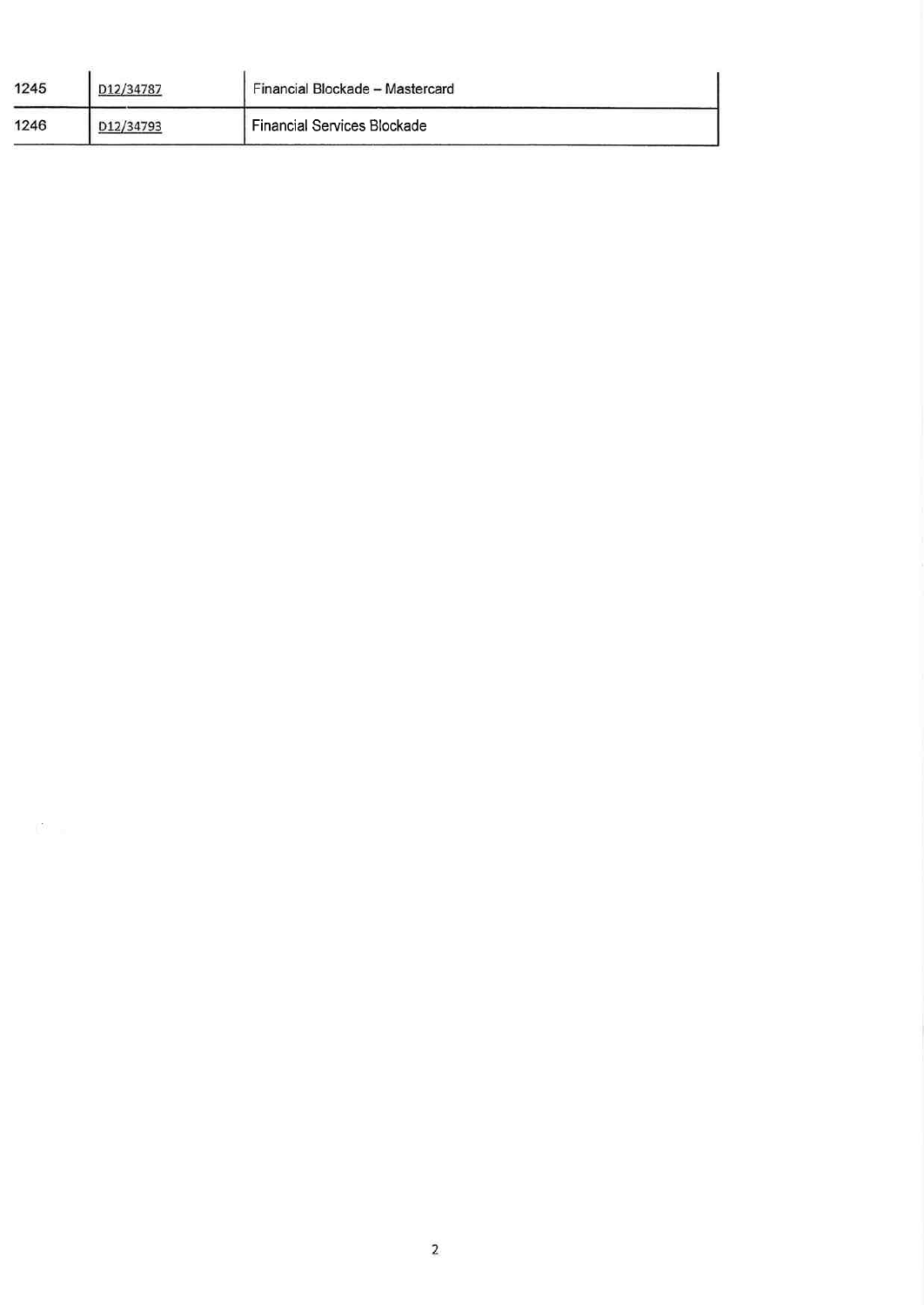| 1245 | D12/34787 | Financial Blockade – Mastercard |
|---|---|---|
| 1246 | D12/34793 | Financial Services Blockade |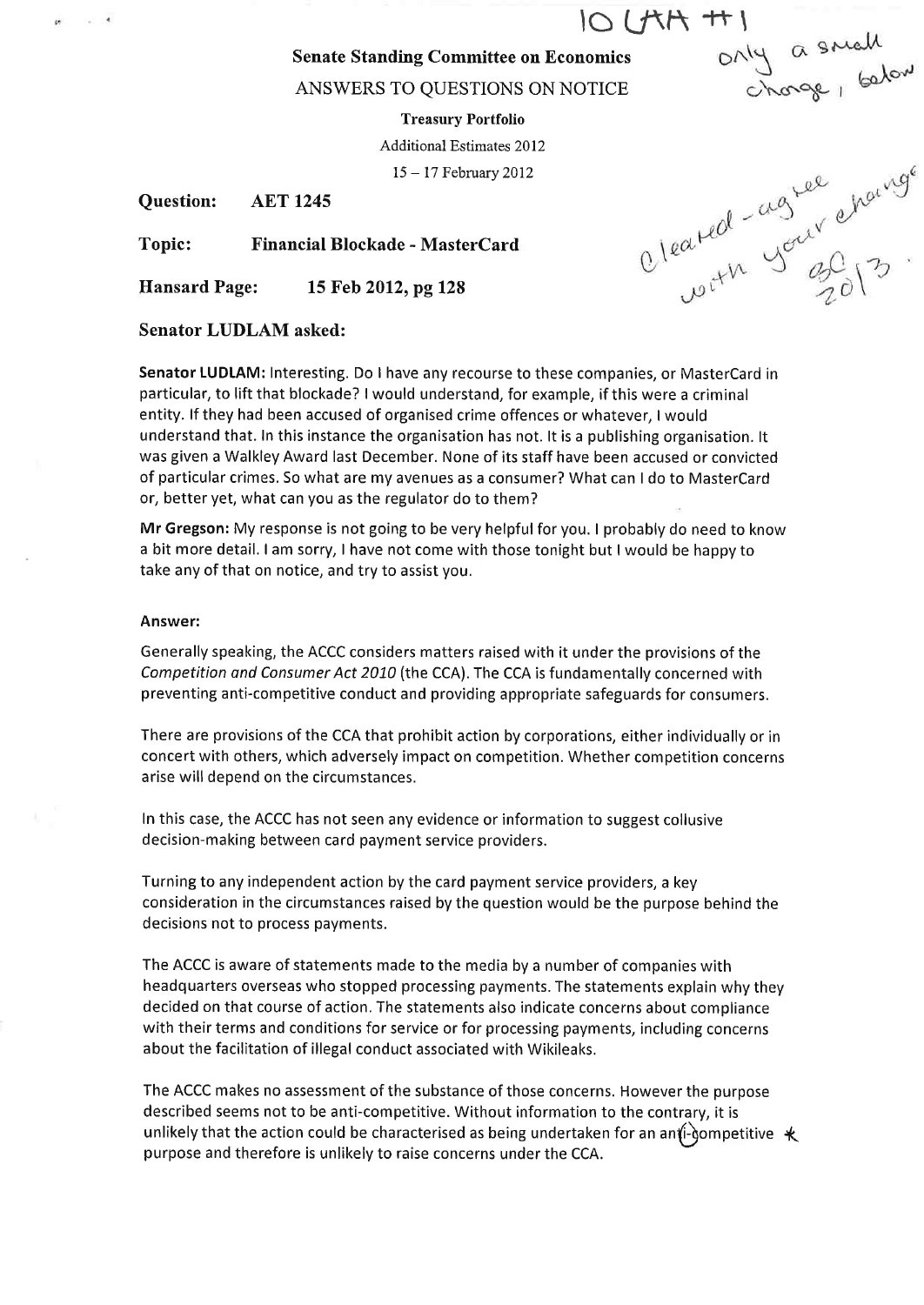10 (AA #1

only a small change, below

Cleared - agree with your change 30 2013.

**Senate Standing Committee on Economics**

ANSWERS TO QUESTIONS ON NOTICE

**Treasury Portfolio**

Additional Estimates 2012

15 – 17 February 2012

**Question:** **AET 1245**

**Topic:** **Financial Blockade - MasterCard**

**Hansard Page:** **15 Feb 2012, pg 128**

**Senator LUDLAM asked:**

**Senator LUDLAM:** Interesting. Do I have any recourse to these companies, or MasterCard in particular, to lift that blockade? I would understand, for example, if this were a criminal entity. If they had been accused of organised crime offences or whatever, I would understand that. In this instance the organisation has not. It is a publishing organisation. It was given a Walkley Award last December. None of its staff have been accused or convicted of particular crimes. So what are my avenues as a consumer? What can I do to MasterCard or, better yet, what can you as the regulator do to them?

**Mr Gregson:** My response is not going to be very helpful for you. I probably do need to know a bit more detail. I am sorry, I have not come with those tonight but I would be happy to take any of that on notice, and try to assist you.

**Answer:**

Generally speaking, the ACCC considers matters raised with it under the provisions of the *Competition and Consumer Act 2010* (the CCA). The CCA is fundamentally concerned with preventing anti-competitive conduct and providing appropriate safeguards for consumers.

There are provisions of the CCA that prohibit action by corporations, either individually or in concert with others, which adversely impact on competition. Whether competition concerns arise will depend on the circumstances.

In this case, the ACCC has not seen any evidence or information to suggest collusive decision-making between card payment service providers.

Turning to any independent action by the card payment service providers, a key consideration in the circumstances raised by the question would be the purpose behind the decisions not to process payments.

The ACCC is aware of statements made to the media by a number of companies with headquarters overseas who stopped processing payments. The statements explain why they decided on that course of action. The statements also indicate concerns about compliance with their terms and conditions for service or for processing payments, including concerns about the facilitation of illegal conduct associated with Wikileaks.

The ACCC makes no assessment of the substance of those concerns. However the purpose described seems not to be anti-competitive. Without information to the contrary, it is unlikely that the action could be characterised as being undertaken for an anti-competitive * purpose and therefore is unlikely to raise concerns under the CCA.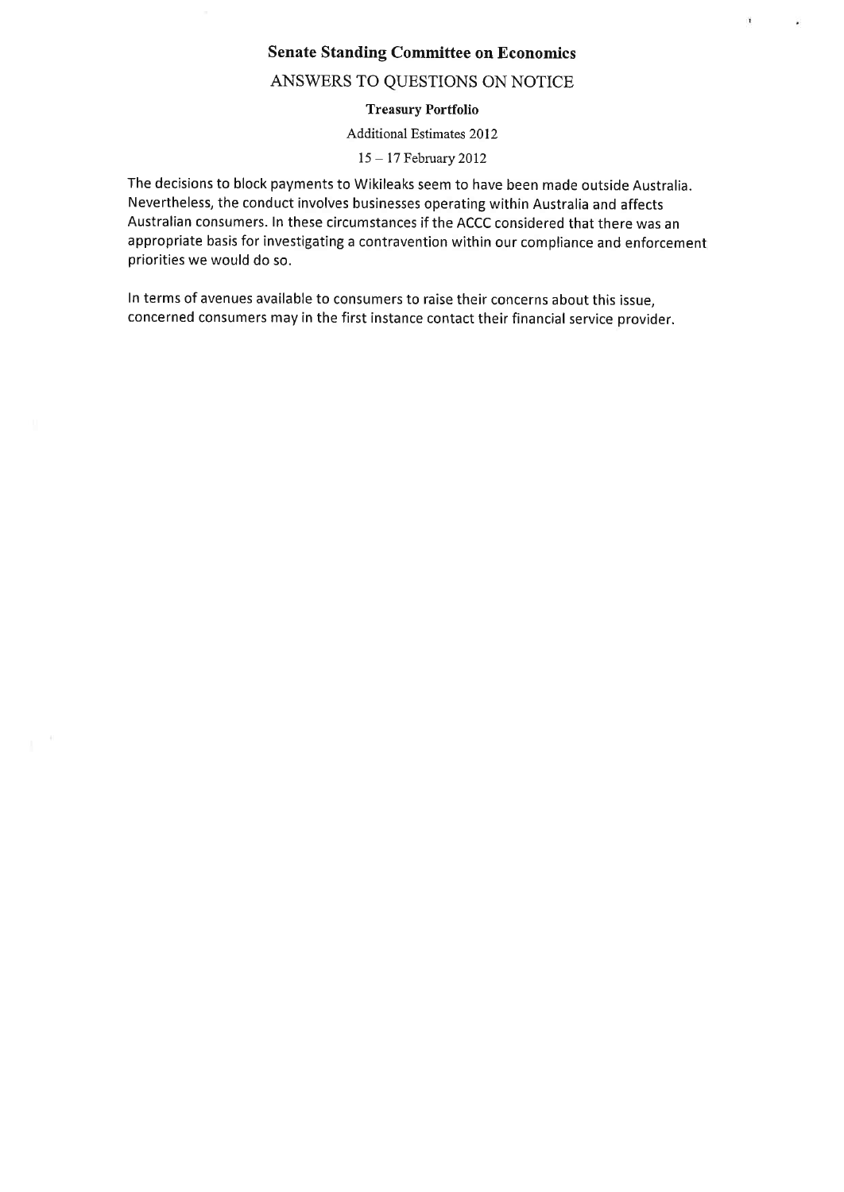**Senate Standing Committee on Economics**

ANSWERS TO QUESTIONS ON NOTICE

**Treasury Portfolio**

Additional Estimates 2012

15 – 17 February 2012

The decisions to block payments to Wikileaks seem to have been made outside Australia. Nevertheless, the conduct involves businesses operating within Australia and affects Australian consumers. In these circumstances if the ACCC considered that there was an appropriate basis for investigating a contravention within our compliance and enforcement priorities we would do so.

In terms of avenues available to consumers to raise their concerns about this issue, concerned consumers may in the first instance contact their financial service provider.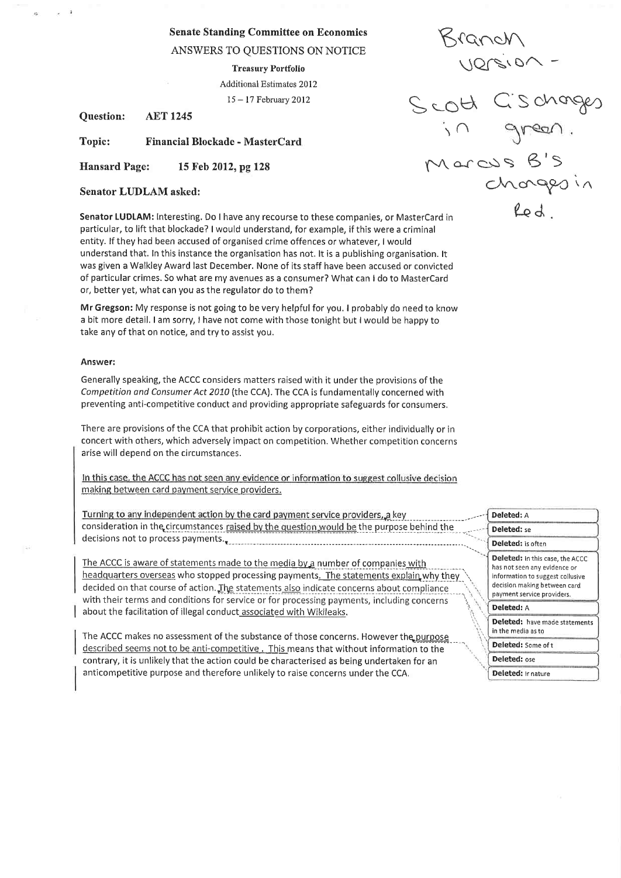**Senate Standing Committee on Economics**

ANSWERS TO QUESTIONS ON NOTICE

**Treasury Portfolio**

Additional Estimates 2012

15 – 17 February 2012

Branch version - Scott C's changes in green. Marcus B's changes in Red.

**Question:** **AET 1245**

**Topic:** **Financial Blockade - MasterCard**

**Hansard Page:** **15 Feb 2012, pg 128**

**Senator LUDLAM asked:**

**Senator LUDLAM:** Interesting. Do I have any recourse to these companies, or MasterCard in particular, to lift that blockade? I would understand, for example, if this were a criminal entity. If they had been accused of organised crime offences or whatever, I would understand that. In this instance the organisation has not. It is a publishing organisation. It was given a Walkley Award last December. None of its staff have been accused or convicted of particular crimes. So what are my avenues as a consumer? What can I do to MasterCard or, better yet, what can you as the regulator do to them?

**Mr Gregson:** My response is not going to be very helpful for you. I probably do need to know a bit more detail. I am sorry, I have not come with those tonight but I would be happy to take any of that on notice, and try to assist you.

**Answer:**

Generally speaking, the ACCC considers matters raised with it under the provisions of the *Competition and Consumer Act 2010* (the CCA). The CCA is fundamentally concerned with preventing anti-competitive conduct and providing appropriate safeguards for consumers.

There are provisions of the CCA that prohibit action by corporations, either individually or in concert with others, which adversely impact on competition. Whether competition concerns arise will depend on the circumstances.

In this case, the ACCC has not seen any evidence or information to suggest collusive decision making between card payment service providers.

Turning to any independent action by the card payment service providers, a key consideration in the circumstances raised by the question would be the purpose behind the decisions not to process payments.

The ACCC is aware of statements made to the media by a number of companies with headquarters overseas who stopped processing payments. The statements explain why they decided on that course of action. The statements also indicate concerns about compliance with their terms and conditions for service or for processing payments, including concerns about the facilitation of illegal conduct associated with Wikileaks.

The ACCC makes no assessment of the substance of those concerns. However the purpose described seems not to be anti-competitive. This means that without information to the contrary, it is unlikely that the action could be characterised as being undertaken for an anticompetitive purpose and therefore unlikely to raise concerns under the CCA.

Deleted: A

Deleted: se

Deleted: is often

Deleted: In this case, the ACCC has not seen any evidence or information to suggest collusive decision making between card payment service providers.

Deleted: A

Deleted: have made statements in the media as to

Deleted: Some of t

Deleted: ose

Deleted: ir nature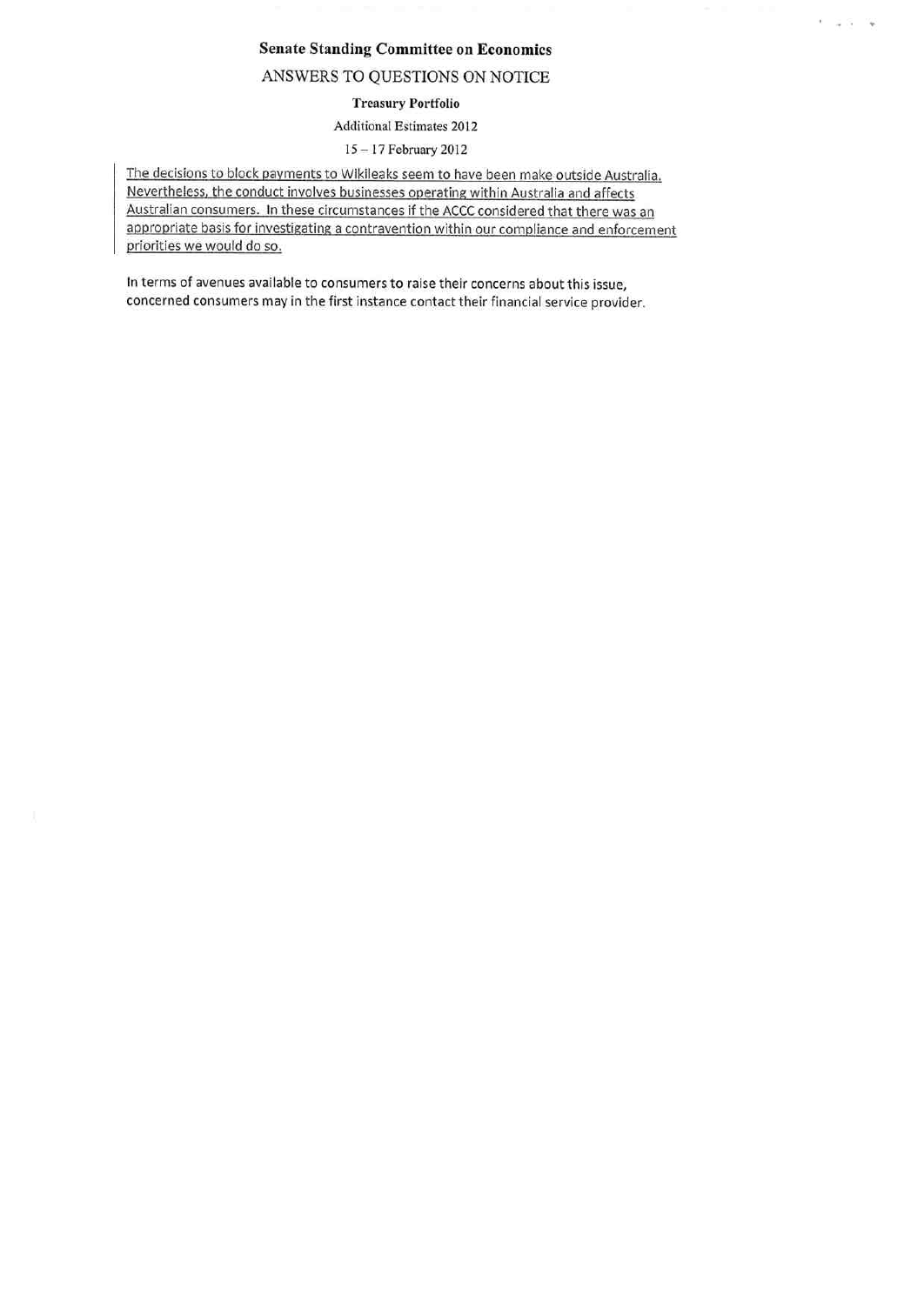**Senate Standing Committee on Economics**

ANSWERS TO QUESTIONS ON NOTICE

**Treasury Portfolio**

Additional Estimates 2012

15 – 17 February 2012

<u>The decisions to block payments to Wikileaks seem to have been make outside Australia. Nevertheless, the conduct involves businesses operating within Australia and affects Australian consumers. In these circumstances if the ACCC considered that there was an appropriate basis for investigating a contravention within our compliance and enforcement priorities we would do so.</u>

In terms of avenues available to consumers to raise their concerns about this issue, concerned consumers may in the first instance contact their financial service provider.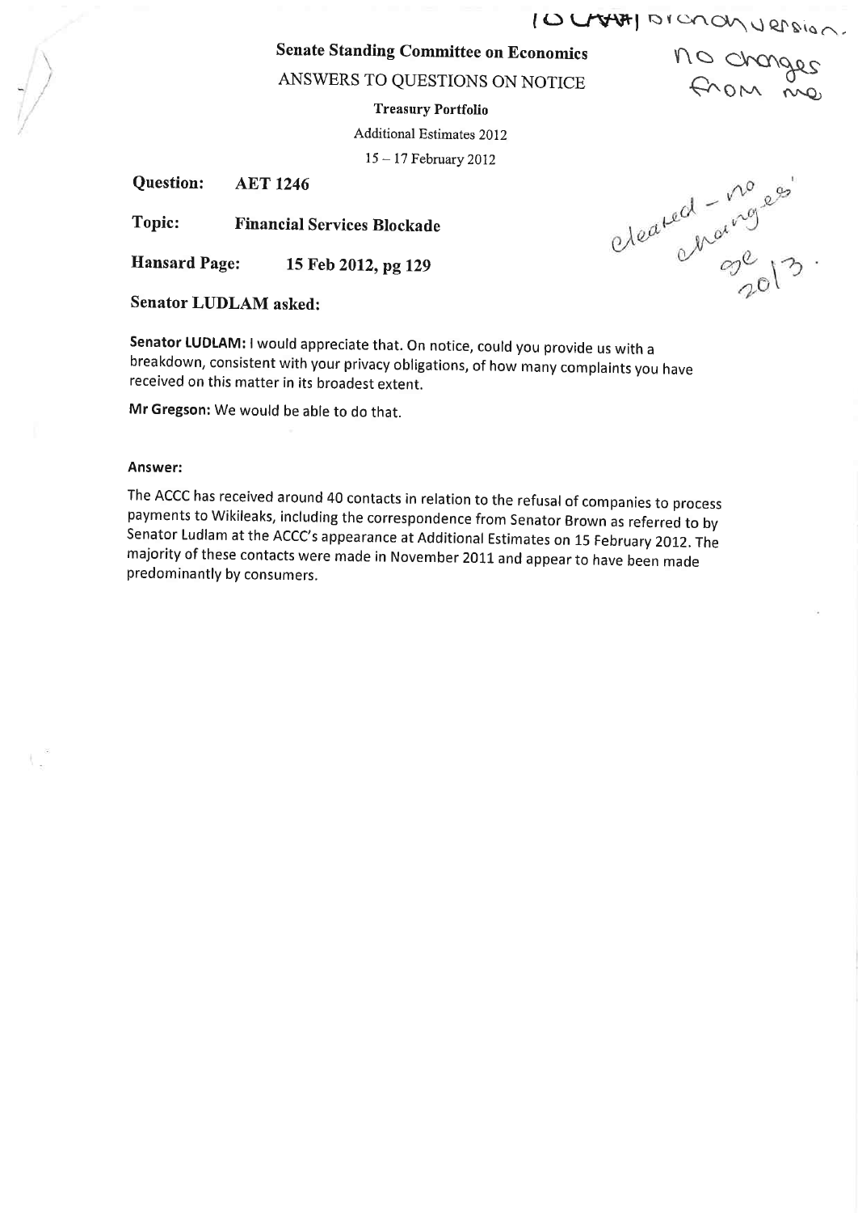IO LAW original version.

no changes from me

cleared - no changes

ae 2013.

**Senate Standing Committee on Economics**

ANSWERS TO QUESTIONS ON NOTICE

**Treasury Portfolio**

Additional Estimates 2012

15 – 17 February 2012

**Question:** **AET 1246**

**Topic:** **Financial Services Blockade**

**Hansard Page:** **15 Feb 2012, pg 129**

**Senator LUDLAM asked:**

**Senator LUDLAM:** I would appreciate that. On notice, could you provide us with a breakdown, consistent with your privacy obligations, of how many complaints you have received on this matter in its broadest extent.

**Mr Gregson:** We would be able to do that.

**Answer:**

The ACCC has received around 40 contacts in relation to the refusal of companies to process payments to Wikileaks, including the correspondence from Senator Brown as referred to by Senator Ludlam at the ACCC's appearance at Additional Estimates on 15 February 2012. The majority of these contacts were made in November 2011 and appear to have been made predominantly by consumers.